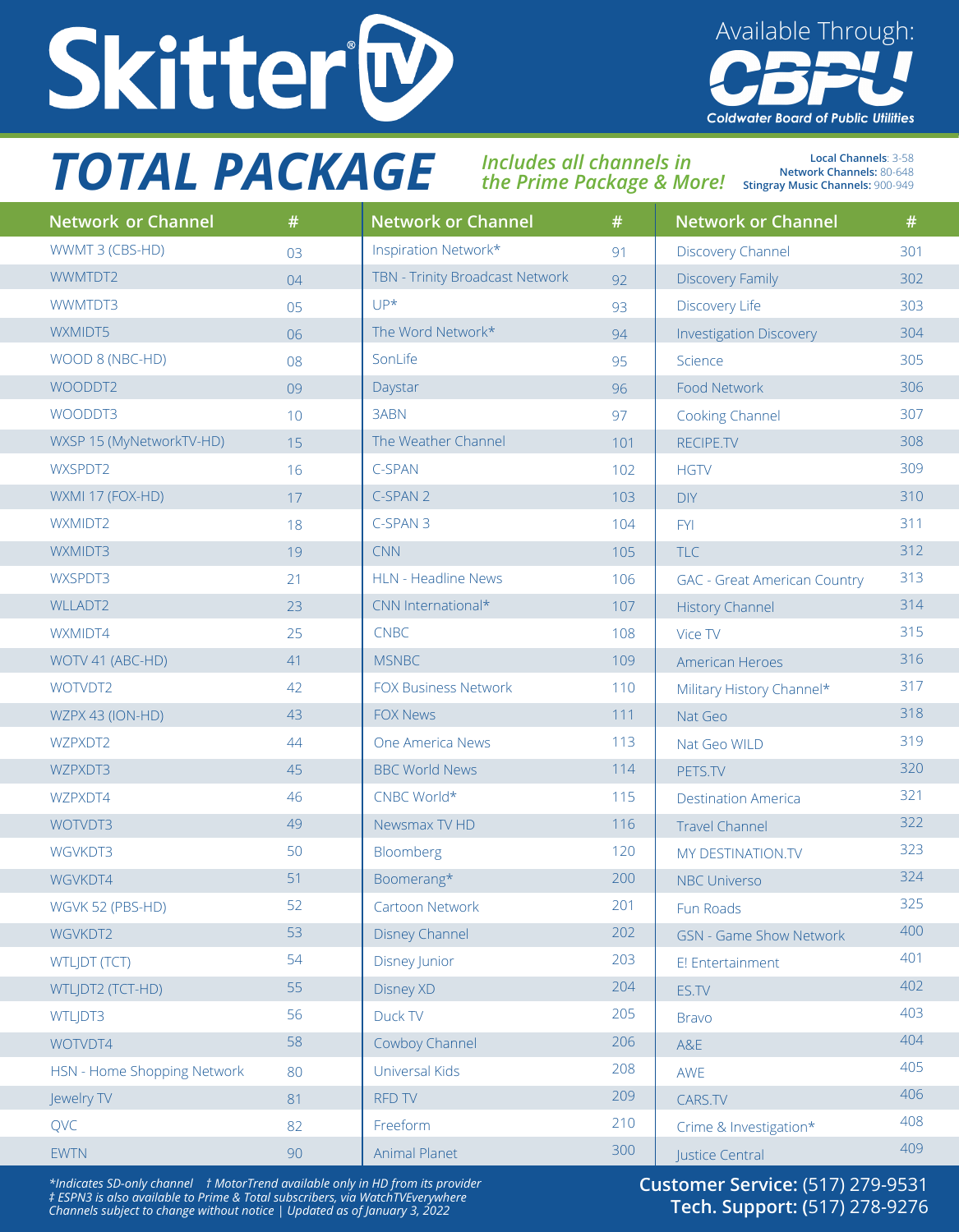# SkitterTV

Available Through: CBPU Coldwater Board of Public Utilities

## TOTAL PACKAGE

*Includes all channels in the Prime Package & More!*

**Local Channels**: 3-58
**Network Channels:** 80-648
**Stingray Music Channels:** 900-949

| Network or Channel | # | Network or Channel | # | Network or Channel | # |
|---|---|---|---|---|---|
| WWMT 3 (CBS-HD) | 03 | Inspiration Network* | 91 | Discovery Channel | 301 |
| WWMTDT2 | 04 | TBN - Trinity Broadcast Network | 92 | Discovery Family | 302 |
| WWMTDT3 | 05 | UP* | 93 | Discovery Life | 303 |
| WXMIDT5 | 06 | The Word Network* | 94 | Investigation Discovery | 304 |
| WOOD 8 (NBC-HD) | 08 | SonLife | 95 | Science | 305 |
| WOODDT2 | 09 | Daystar | 96 | Food Network | 306 |
| WOODDT3 | 10 | 3ABN | 97 | Cooking Channel | 307 |
| WXSP 15 (MyNetworkTV-HD) | 15 | The Weather Channel | 101 | RECIPE.TV | 308 |
| WXSPDT2 | 16 | C-SPAN | 102 | HGTV | 309 |
| WXMI 17 (FOX-HD) | 17 | C-SPAN 2 | 103 | DIY | 310 |
| WXMIDT2 | 18 | C-SPAN 3 | 104 | FYI | 311 |
| WXMIDT3 | 19 | CNN | 105 | TLC | 312 |
| WXSPDT3 | 21 | HLN - Headline News | 106 | GAC - Great American Country | 313 |
| WLLADT2 | 23 | CNN International* | 107 | History Channel | 314 |
| WXMIDT4 | 25 | CNBC | 108 | Vice TV | 315 |
| WOTV 41 (ABC-HD) | 41 | MSNBC | 109 | American Heroes | 316 |
| WOTVDT2 | 42 | FOX Business Network | 110 | Military History Channel* | 317 |
| WZPX 43 (ION-HD) | 43 | FOX News | 111 | Nat Geo | 318 |
| WZPXDT2 | 44 | One America News | 113 | Nat Geo WILD | 319 |
| WZPXDT3 | 45 | BBC World News | 114 | PETS.TV | 320 |
| WZPXDT4 | 46 | CNBC World* | 115 | Destination America | 321 |
| WOTVDT3 | 49 | Newsmax TV HD | 116 | Travel Channel | 322 |
| WGVKDT3 | 50 | Bloomberg | 120 | MY DESTINATION.TV | 323 |
| WGVKDT4 | 51 | Boomerang* | 200 | NBC Universo | 324 |
| WGVK 52 (PBS-HD) | 52 | Cartoon Network | 201 | Fun Roads | 325 |
| WGVKDT2 | 53 | Disney Channel | 202 | GSN - Game Show Network | 400 |
| WTLJDT (TCT) | 54 | Disney Junior | 203 | E! Entertainment | 401 |
| WTLJDT2 (TCT-HD) | 55 | Disney XD | 204 | ES.TV | 402 |
| WTLJDT3 | 56 | Duck TV | 205 | Bravo | 403 |
| WOTVDT4 | 58 | Cowboy Channel | 206 | A&E | 404 |
| HSN - Home Shopping Network | 80 | Universal Kids | 208 | AWE | 405 |
| Jewelry TV | 81 | RFD TV | 209 | CARS.TV | 406 |
| QVC | 82 | Freeform | 210 | Crime & Investigation* | 408 |
| EWTN | 90 | Animal Planet | 300 | Justice Central | 409 |

*\*Indicates SD-only channel † MotorTrend available only in HD from its provider*
*‡ ESPN3 is also available to Prime & Total subscribers, via WatchTVEverywhere*
*Channels subject to change without notice | Updated as of January 3, 2022*

**Customer Service:** (517) 279-9531
**Tech. Support:** (517) 278-9276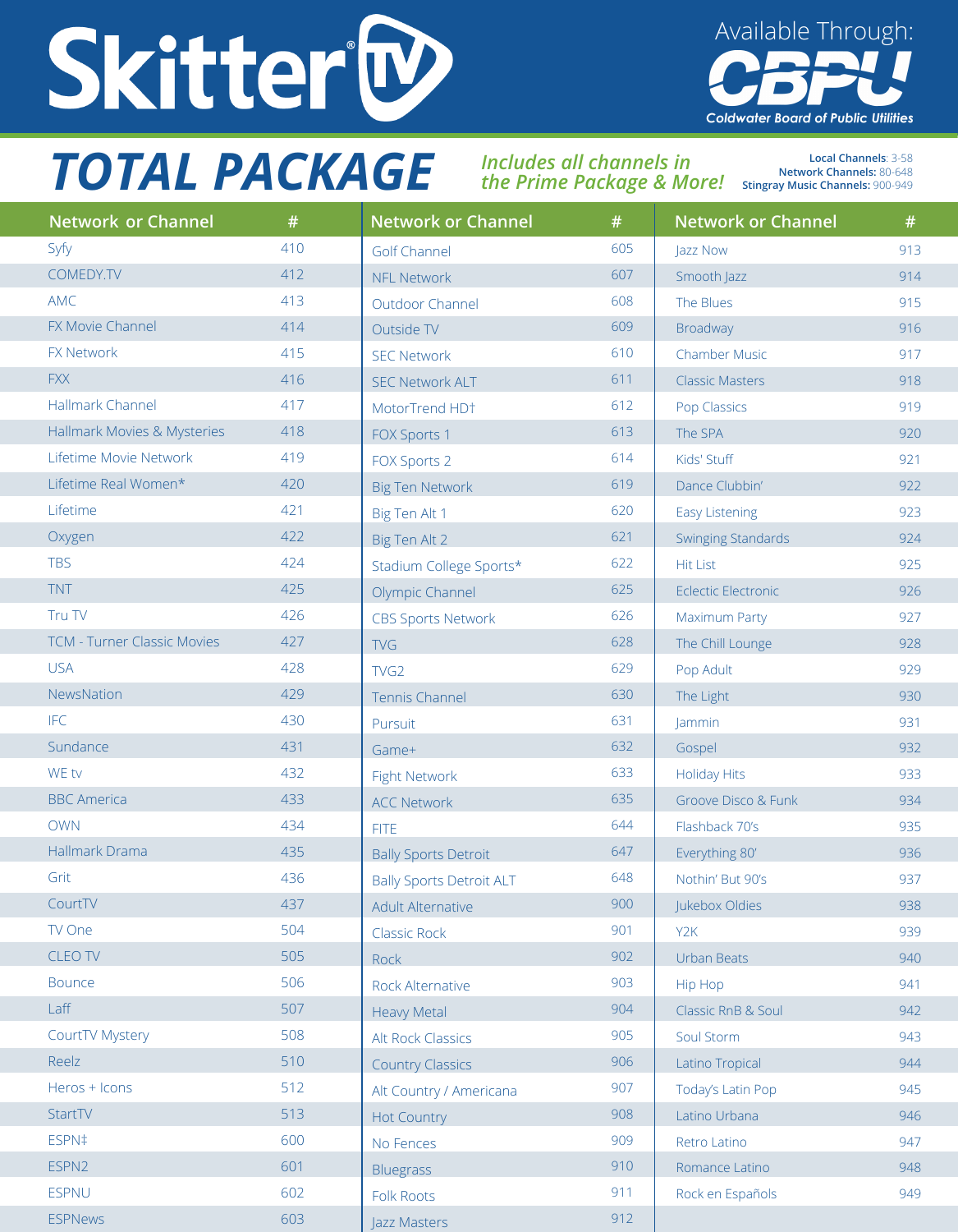# SkitterTV

Available Through: CBPU Coldwater Board of Public Utilities

## TOTAL PACKAGE

*Includes all channels in the Prime Package & More!*

**Local Channels**: 3-58
**Network Channels:** 80-648
**Stingray Music Channels:** 900-949

| Network or Channel | # |
|---|---|
| Syfy | 410 |
| COMEDY.TV | 412 |
| AMC | 413 |
| FX Movie Channel | 414 |
| FX Network | 415 |
| FXX | 416 |
| Hallmark Channel | 417 |
| Hallmark Movies & Mysteries | 418 |
| Lifetime Movie Network | 419 |
| Lifetime Real Women* | 420 |
| Lifetime | 421 |
| Oxygen | 422 |
| TBS | 424 |
| TNT | 425 |
| Tru TV | 426 |
| TCM - Turner Classic Movies | 427 |
| USA | 428 |
| NewsNation | 429 |
| IFC | 430 |
| Sundance | 431 |
| WE tv | 432 |
| BBC America | 433 |
| OWN | 434 |
| Hallmark Drama | 435 |
| Grit | 436 |
| CourtTV | 437 |
| TV One | 504 |
| CLEO TV | 505 |
| Bounce | 506 |
| Laff | 507 |
| CourtTV Mystery | 508 |
| Reelz | 510 |
| Heros + Icons | 512 |
| StartTV | 513 |
| ESPN‡ | 600 |
| ESPN2 | 601 |
| ESPNU | 602 |
| ESPNews | 603 |
| Golf Channel | 605 |
| NFL Network | 607 |
| Outdoor Channel | 608 |
| Outside TV | 609 |
| SEC Network | 610 |
| SEC Network ALT | 611 |
| MotorTrend HD† | 612 |
| FOX Sports 1 | 613 |
| FOX Sports 2 | 614 |
| Big Ten Network | 619 |
| Big Ten Alt 1 | 620 |
| Big Ten Alt 2 | 621 |
| Stadium College Sports* | 622 |
| Olympic Channel | 625 |
| CBS Sports Network | 626 |
| TVG | 628 |
| TVG2 | 629 |
| Tennis Channel | 630 |
| Pursuit | 631 |
| Game+ | 632 |
| Fight Network | 633 |
| ACC Network | 635 |
| FITE | 644 |
| Bally Sports Detroit | 647 |
| Bally Sports Detroit ALT | 648 |
| Adult Alternative | 900 |
| Classic Rock | 901 |
| Rock | 902 |
| Rock Alternative | 903 |
| Heavy Metal | 904 |
| Alt Rock Classics | 905 |
| Country Classics | 906 |
| Alt Country / Americana | 907 |
| Hot Country | 908 |
| No Fences | 909 |
| Bluegrass | 910 |
| Folk Roots | 911 |
| Jazz Masters | 912 |
| Jazz Now | 913 |
| Smooth Jazz | 914 |
| The Blues | 915 |
| Broadway | 916 |
| Chamber Music | 917 |
| Classic Masters | 918 |
| Pop Classics | 919 |
| The SPA | 920 |
| Kids' Stuff | 921 |
| Dance Clubbin' | 922 |
| Easy Listening | 923 |
| Swinging Standards | 924 |
| Hit List | 925 |
| Eclectic Electronic | 926 |
| Maximum Party | 927 |
| The Chill Lounge | 928 |
| Pop Adult | 929 |
| The Light | 930 |
| Jammin | 931 |
| Gospel | 932 |
| Holiday Hits | 933 |
| Groove Disco & Funk | 934 |
| Flashback 70's | 935 |
| Everything 80' | 936 |
| Nothin' But 90's | 937 |
| Jukebox Oldies | 938 |
| Y2K | 939 |
| Urban Beats | 940 |
| Hip Hop | 941 |
| Classic RnB & Soul | 942 |
| Soul Storm | 943 |
| Latino Tropical | 944 |
| Today's Latin Pop | 945 |
| Latino Urbana | 946 |
| Retro Latino | 947 |
| Romance Latino | 948 |
| Rock en Españols | 949 |